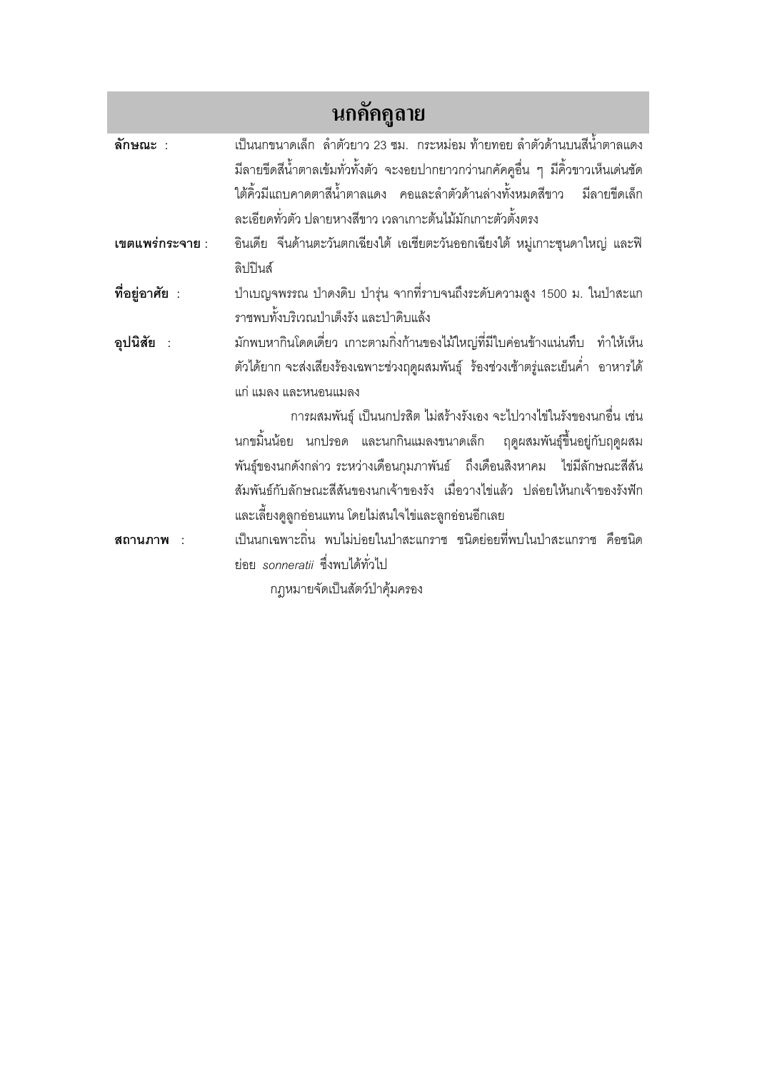# นกคัคคูลาย

**ลักษณะ** : เป็นนกขนาดเล็ก ลำตัวยาว 23 ซม. กระหม่อม ท้ายทอย ลำตัวด้านบนสีน้ำตาลแดง มีลายขีดสีน้ำตาลเข้มทั่วทั้งตัว จะงอยปากยาวกว่านกคัคคูอื่น ๆ มีคิ้วขาวเห็นเด่นชัด ใต้คิ้วมีแถบคาดตาสีน้ำตาลแดง คอและลำตัวด้านล่างทั้งหมดสีขาว มีลายขีดเล็กละเอียดทั่วตัว ปลายหางสีขาว เวลาเกาะต้นไม้มักเกาะตัวตั้งตรง

**เขตแพร่กระจาย** : อินเดีย จีนด้านตะวันตกเฉียงใต้ เอเชียตะวันออกเฉียงใต้ หมู่เกาะซุนดาใหญ่ และฟิลิปปินส์

**ที่อยู่อาศัย** : ป่าเบญจพรรณ ป่าดงดิบ ป่ารุ่น จากที่ราบจนถึงระดับความสูง 1500 ม. ในป่าสะแกราชพบทั้งบริเวณป่าเต็งรัง และป่าดิบแล้ง

**อุปนิสัย** : มักพบหากินโดดเดี่ยว เกาะตามกิ่งก้านของไม้ใหญ่ที่มีใบค่อนข้างแน่นทึบ ทำให้เห็นตัวได้ยาก จะส่งเสียงร้องเฉพาะช่วงฤดูผสมพันธุ์ ร้องช่วงเช้าตรู่และเย็นค่ำ อาหารได้แก่ แมลง และหนอนแมลง

การผสมพันธุ์ เป็นนกปรสิต ไม่สร้างรังเอง จะไปวางไข่ในรังของนกอื่น เช่น นกขมิ้นน้อย นกปรอด และนกกินแมลงขนาดเล็ก ฤดูผสมพันธุ์ขึ้นอยู่กับฤดูผสมพันธุ์ของนกดังกล่าว ระหว่างเดือนกุมภาพันธ์ ถึงเดือนสิงหาคม ไข่มีลักษณะสีสันสัมพันธ์กับลักษณะสีสันของนกเจ้าของรัง เมื่อวางไข่แล้ว ปล่อยให้นกเจ้าของรังฟักและเลี้ยงดูลูกอ่อนแทน โดยไม่สนใจไข่และลูกอ่อนอีกเลย

**สถานภาพ** : เป็นนกเฉพาะถิ่น พบไม่บ่อยในป่าสะแกราช ชนิดย่อยที่พบในป่าสะแกราช คือชนิดย่อย *sonneratii* ซึ่งพบได้ทั่วไป

กฎหมายจัดเป็นสัตว์ป่าคุ้มครอง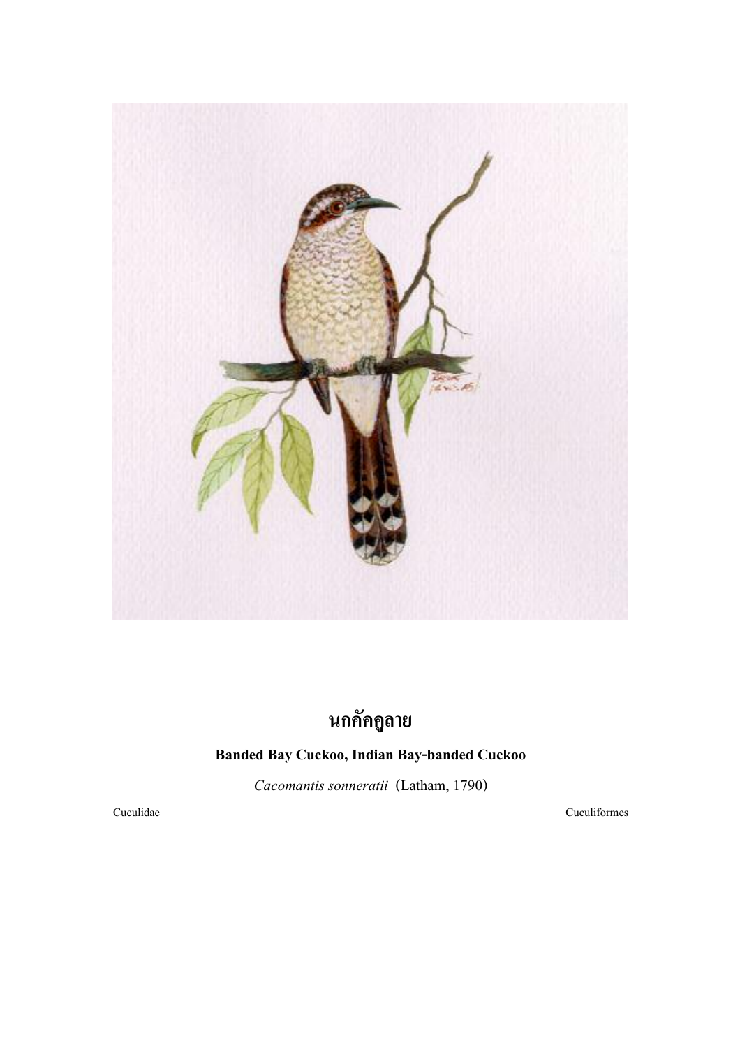# นกคัคคูลาย

**Banded Bay Cuckoo, Indian Bay-banded Cuckoo**

*Cacomantis sonneratii* (Latham, 1790)

Cuculidae

Cuculiformes